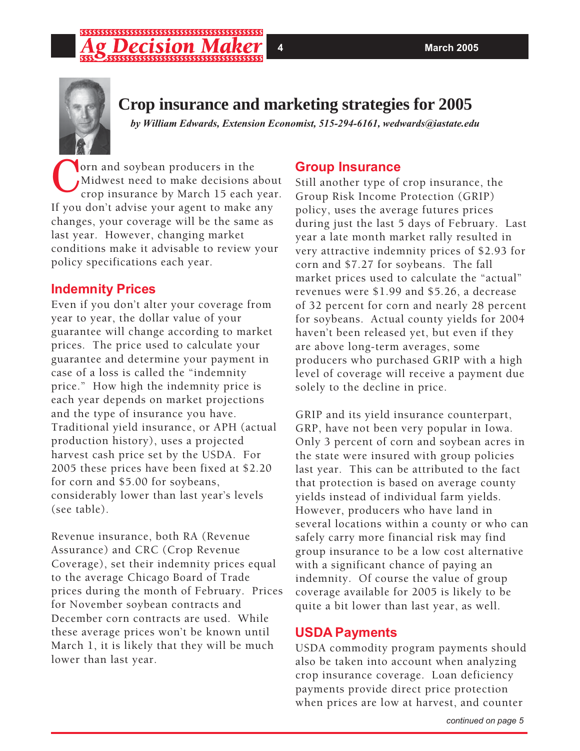# Crop insurance and marketing strategies for 2005

*by William Edwards, Extension Economist, 515-294-6161, wedwards@iastate.edu*

Corn and soybean producers in the Midwest need to make decisions about crop insurance by March 15 each year. If you don't advise your agent to make any changes, your coverage will be the same as last year. However, changing market conditions make it advisable to review your policy specifications each year.

## Indemnity Prices

Even if you don't alter your coverage from year to year, the dollar value of your guarantee will change according to market prices. The price used to calculate your guarantee and determine your payment in case of a loss is called the "indemnity price." How high the indemnity price is each year depends on market projections and the type of insurance you have. Traditional yield insurance, or APH (actual production history), uses a projected harvest cash price set by the USDA. For 2005 these prices have been fixed at $2.20 for corn and $5.00 for soybeans, considerably lower than last year's levels (see table).

Revenue insurance, both RA (Revenue Assurance) and CRC (Crop Revenue Coverage), set their indemnity prices equal to the average Chicago Board of Trade prices during the month of February. Prices for November soybean contracts and December corn contracts are used. While these average prices won't be known until March 1, it is likely that they will be much lower than last year.

## Group Insurance

Still another type of crop insurance, the Group Risk Income Protection (GRIP) policy, uses the average futures prices during just the last 5 days of February. Last year a late month market rally resulted in very attractive indemnity prices of $2.93 for corn and $7.27 for soybeans. The fall market prices used to calculate the "actual" revenues were $1.99 and $5.26, a decrease of 32 percent for corn and nearly 28 percent for soybeans. Actual county yields for 2004 haven't been released yet, but even if they are above long-term averages, some producers who purchased GRIP with a high level of coverage will receive a payment due solely to the decline in price.

GRIP and its yield insurance counterpart, GRP, have not been very popular in Iowa. Only 3 percent of corn and soybean acres in the state were insured with group policies last year. This can be attributed to the fact that protection is based on average county yields instead of individual farm yields. However, producers who have land in several locations within a county or who can safely carry more financial risk may find group insurance to be a low cost alternative with a significant chance of paying an indemnity. Of course the value of group coverage available for 2005 is likely to be quite a bit lower than last year, as well.

## USDA Payments

USDA commodity program payments should also be taken into account when analyzing crop insurance coverage. Loan deficiency payments provide direct price protection when prices are low at harvest, and counter

*continued on page 5*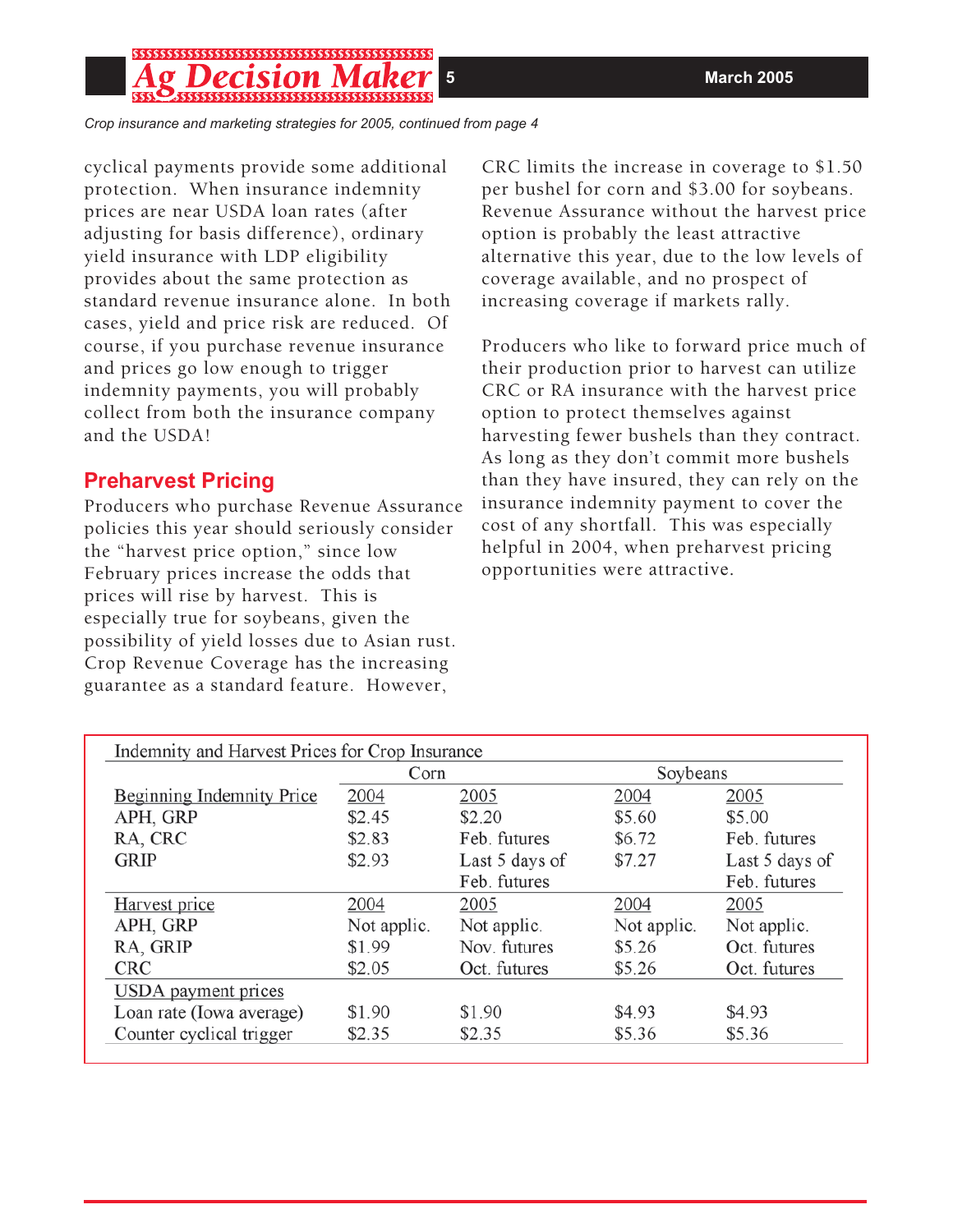*Crop insurance and marketing strategies for 2005, continued from page 4*

cyclical payments provide some additional protection. When insurance indemnity prices are near USDA loan rates (after adjusting for basis difference), ordinary yield insurance with LDP eligibility provides about the same protection as standard revenue insurance alone. In both cases, yield and price risk are reduced. Of course, if you purchase revenue insurance and prices go low enough to trigger indemnity payments, you will probably collect from both the insurance company and the USDA!

## Preharvest Pricing

Producers who purchase Revenue Assurance policies this year should seriously consider the "harvest price option," since low February prices increase the odds that prices will rise by harvest. This is especially true for soybeans, given the possibility of yield losses due to Asian rust. Crop Revenue Coverage has the increasing guarantee as a standard feature. However, CRC limits the increase in coverage to $1.50 per bushel for corn and $3.00 for soybeans. Revenue Assurance without the harvest price option is probably the least attractive alternative this year, due to the low levels of coverage available, and no prospect of increasing coverage if markets rally.

Producers who like to forward price much of their production prior to harvest can utilize CRC or RA insurance with the harvest price option to protect themselves against harvesting fewer bushels than they contract. As long as they don't commit more bushels than they have insured, they can rely on the insurance indemnity payment to cover the cost of any shortfall. This was especially helpful in 2004, when preharvest pricing opportunities were attractive.

Indemnity and Harvest Prices for Crop Insurance

| | Corn | | Soybeans | |
|---|---|---|---|---|
| Beginning Indemnity Price | 2004 | 2005 | 2004 | 2005 |
| APH, GRP | $2.45 | $2.20 | $5.60 | $5.00 |
| RA, CRC | $2.83 | Feb. futures | $6.72 | Feb. futures |
| GRIP | $2.93 | Last 5 days of Feb. futures | $7.27 | Last 5 days of Feb. futures |
| Harvest price | 2004 | 2005 | 2004 | 2005 |
| APH, GRP | Not applic. | Not applic. | Not applic. | Not applic. |
| RA, GRIP | $1.99 | Nov. futures | $5.26 | Oct. futures |
| CRC | $2.05 | Oct. futures | $5.26 | Oct. futures |
| USDA payment prices | | | | |
| Loan rate (Iowa average) | $1.90 | $1.90 | $4.93 | $4.93 |
| Counter cyclical trigger | $2.35 | $2.35 | $5.36 | $5.36 |